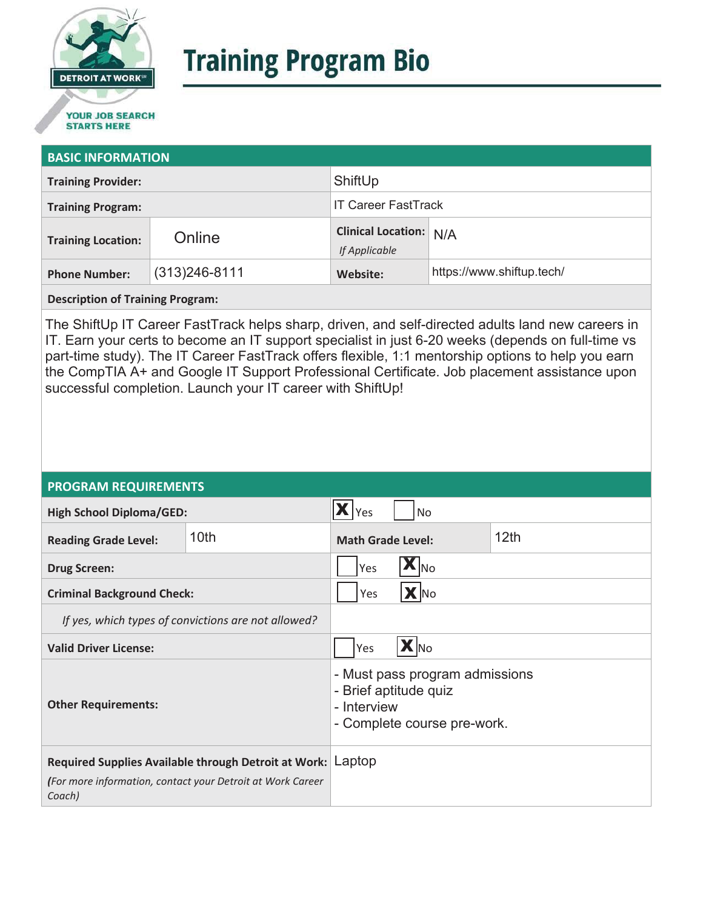DETROIT AT WORK℠

YOUR JOB SEARCH STARTS HERE

# Training Program Bio

## BASIC INFORMATION

| | | | |
|---|---|---|---|
| **Training Provider:** | | ShiftUp | |
| **Training Program:** | | IT Career FastTrack | |
| **Training Location:** | Online | **Clinical Location:** *If Applicable* | N/A |
| **Phone Number:** | (313)246-8111 | **Website:** | https://www.shiftup.tech/ |

**Description of Training Program:**

The ShiftUp IT Career FastTrack helps sharp, driven, and self-directed adults land new careers in IT. Earn your certs to become an IT support specialist in just 6-20 weeks (depends on full-time vs part-time study). The IT Career FastTrack offers flexible, 1:1 mentorship options to help you earn the CompTIA A+ and Google IT Support Professional Certificate. Job placement assistance upon successful completion. Launch your IT career with ShiftUp!

## PROGRAM REQUIREMENTS

| | | | |
|---|---|---|---|
| **High School Diploma/GED:** | | [X] Yes [ ] No | |
| **Reading Grade Level:** | 10th | **Math Grade Level:** | 12th |
| **Drug Screen:** | | [ ] Yes [X] No | |
| **Criminal Background Check:** | | [ ] Yes [X] No | |
| *If yes, which types of convictions are not allowed?* | | | |
| **Valid Driver License:** | | [ ] Yes [X] No | |
| **Other Requirements:** | | - Must pass program admissions<br>- Brief aptitude quiz<br>- Interview<br>- Complete course pre-work. | |
| **Required Supplies Available through Detroit at Work:** *(For more information, contact your Detroit at Work Career Coach)* | | Laptop | |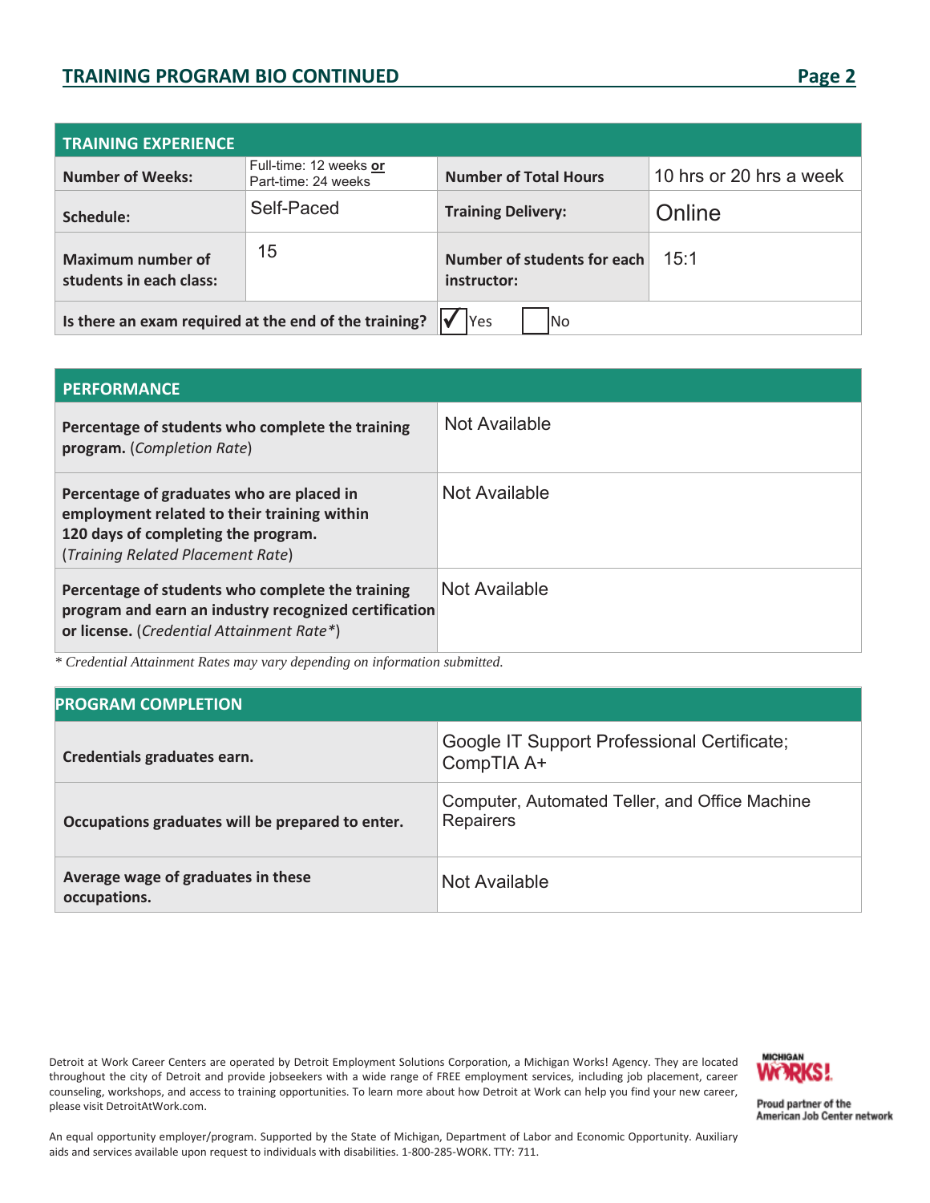## TRAINING PROGRAM BIO CONTINUED

| TRAINING EXPERIENCE | | | |
|---|---|---|---|
| **Number of Weeks:** | Full-time: 12 weeks **or** Part-time: 24 weeks | **Number of Total Hours** | 10 hrs or 20 hrs a week |
| **Schedule:** | Self-Paced | **Training Delivery:** | Online |
| **Maximum number of students in each class:** | 15 | **Number of students for each instructor:** | 15:1 |
| **Is there an exam required at the end of the training?** | | ☑ Yes ☐ No | |

| PERFORMANCE | |
|---|---|
| **Percentage of students who complete the training program.** (*Completion Rate*) | Not Available |
| **Percentage of graduates who are placed in employment related to their training within 120 days of completing the program.** (*Training Related Placement Rate*) | Not Available |
| **Percentage of students who complete the training program and earn an industry recognized certification or license.** (*Credential Attainment Rate**) | Not Available |

*\* Credential Attainment Rates may vary depending on information submitted.*

| PROGRAM COMPLETION | |
|---|---|
| **Credentials graduates earn.** | Google IT Support Professional Certificate; CompTIA A+ |
| **Occupations graduates will be prepared to enter.** | Computer, Automated Teller, and Office Machine Repairers |
| **Average wage of graduates in these occupations.** | Not Available |

Detroit at Work Career Centers are operated by Detroit Employment Solutions Corporation, a Michigan Works! Agency. They are located throughout the city of Detroit and provide jobseekers with a wide range of FREE employment services, including job placement, career counseling, workshops, and access to training opportunities. To learn more about how Detroit at Work can help you find your new career, please visit DetroitAtWork.com.

Michigan Works! Proud partner of the American Job Center network

An equal opportunity employer/program. Supported by the State of Michigan, Department of Labor and Economic Opportunity. Auxiliary aids and services available upon request to individuals with disabilities. 1-800-285-WORK. TTY: 711.